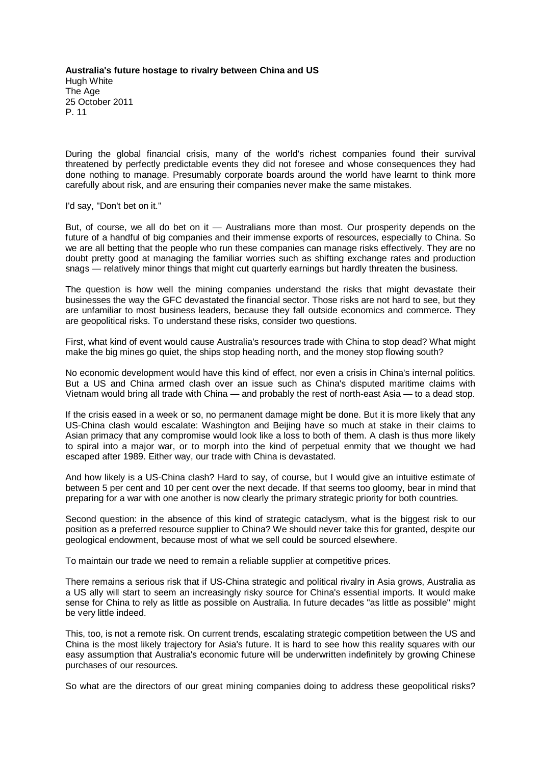**Australia's future hostage to rivalry between China and US**
Hugh White
The Age
25 October 2011
P. 11

During the global financial crisis, many of the world's richest companies found their survival threatened by perfectly predictable events they did not foresee and whose consequences they had done nothing to manage. Presumably corporate boards around the world have learnt to think more carefully about risk, and are ensuring their companies never make the same mistakes.

I'd say, "Don't bet on it."

But, of course, we all do bet on it — Australians more than most. Our prosperity depends on the future of a handful of big companies and their immense exports of resources, especially to China. So we are all betting that the people who run these companies can manage risks effectively. They are no doubt pretty good at managing the familiar worries such as shifting exchange rates and production snags — relatively minor things that might cut quarterly earnings but hardly threaten the business.

The question is how well the mining companies understand the risks that might devastate their businesses the way the GFC devastated the financial sector. Those risks are not hard to see, but they are unfamiliar to most business leaders, because they fall outside economics and commerce. They are geopolitical risks. To understand these risks, consider two questions.

First, what kind of event would cause Australia's resources trade with China to stop dead? What might make the big mines go quiet, the ships stop heading north, and the money stop flowing south?

No economic development would have this kind of effect, nor even a crisis in China's internal politics. But a US and China armed clash over an issue such as China's disputed maritime claims with Vietnam would bring all trade with China — and probably the rest of north-east Asia — to a dead stop.

If the crisis eased in a week or so, no permanent damage might be done. But it is more likely that any US-China clash would escalate: Washington and Beijing have so much at stake in their claims to Asian primacy that any compromise would look like a loss to both of them. A clash is thus more likely to spiral into a major war, or to morph into the kind of perpetual enmity that we thought we had escaped after 1989. Either way, our trade with China is devastated.

And how likely is a US-China clash? Hard to say, of course, but I would give an intuitive estimate of between 5 per cent and 10 per cent over the next decade. If that seems too gloomy, bear in mind that preparing for a war with one another is now clearly the primary strategic priority for both countries.

Second question: in the absence of this kind of strategic cataclysm, what is the biggest risk to our position as a preferred resource supplier to China? We should never take this for granted, despite our geological endowment, because most of what we sell could be sourced elsewhere.

To maintain our trade we need to remain a reliable supplier at competitive prices.

There remains a serious risk that if US-China strategic and political rivalry in Asia grows, Australia as a US ally will start to seem an increasingly risky source for China's essential imports. It would make sense for China to rely as little as possible on Australia. In future decades "as little as possible" might be very little indeed.

This, too, is not a remote risk. On current trends, escalating strategic competition between the US and China is the most likely trajectory for Asia's future. It is hard to see how this reality squares with our easy assumption that Australia's economic future will be underwritten indefinitely by growing Chinese purchases of our resources.

So what are the directors of our great mining companies doing to address these geopolitical risks?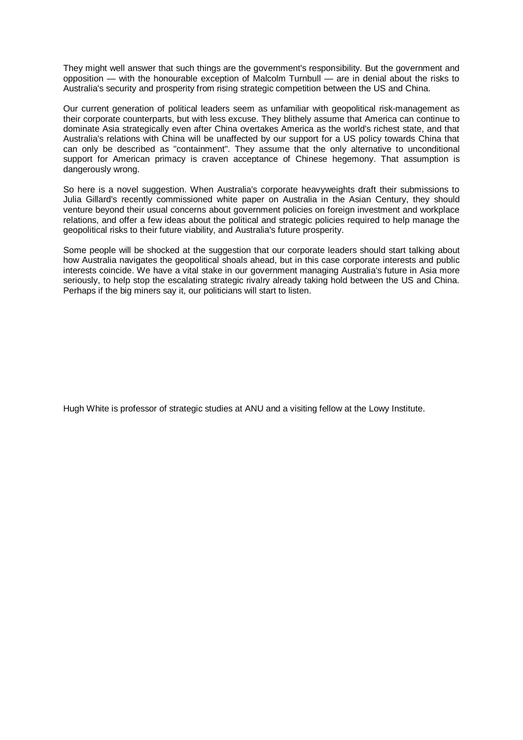They might well answer that such things are the government's responsibility. But the government and opposition — with the honourable exception of Malcolm Turnbull — are in denial about the risks to Australia's security and prosperity from rising strategic competition between the US and China.

Our current generation of political leaders seem as unfamiliar with geopolitical risk-management as their corporate counterparts, but with less excuse. They blithely assume that America can continue to dominate Asia strategically even after China overtakes America as the world's richest state, and that Australia's relations with China will be unaffected by our support for a US policy towards China that can only be described as "containment". They assume that the only alternative to unconditional support for American primacy is craven acceptance of Chinese hegemony. That assumption is dangerously wrong.

So here is a novel suggestion. When Australia's corporate heavyweights draft their submissions to Julia Gillard's recently commissioned white paper on Australia in the Asian Century, they should venture beyond their usual concerns about government policies on foreign investment and workplace relations, and offer a few ideas about the political and strategic policies required to help manage the geopolitical risks to their future viability, and Australia's future prosperity.

Some people will be shocked at the suggestion that our corporate leaders should start talking about how Australia navigates the geopolitical shoals ahead, but in this case corporate interests and public interests coincide. We have a vital stake in our government managing Australia's future in Asia more seriously, to help stop the escalating strategic rivalry already taking hold between the US and China. Perhaps if the big miners say it, our politicians will start to listen.

Hugh White is professor of strategic studies at ANU and a visiting fellow at the Lowy Institute.